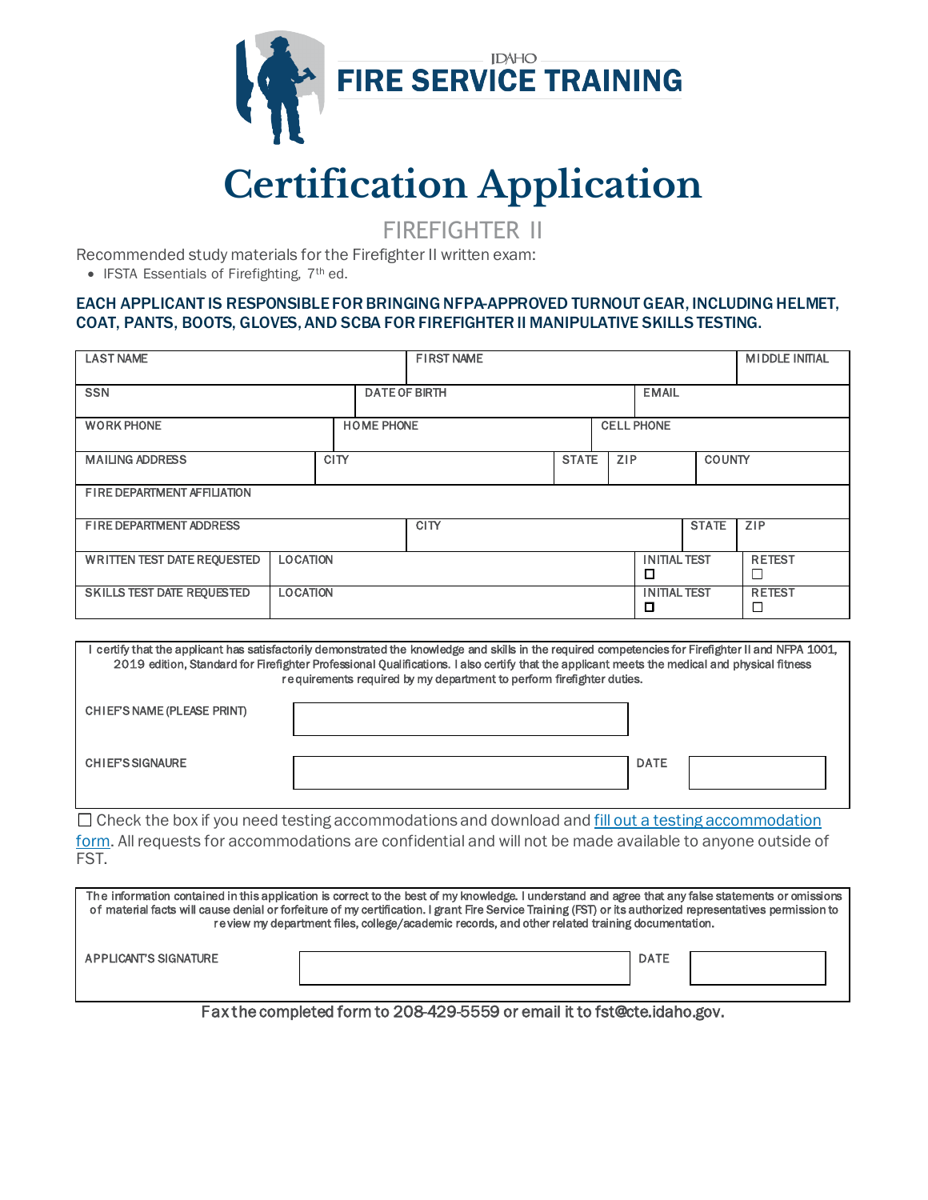IDAHO
**FIRE SERVICE TRAINING**

# Certification Application

## FIREFIGHTER II

Recommended study materials for the Firefighter II written exam:

- IFSTA Essentials of Firefighting, 7th ed.

**EACH APPLICANT IS RESPONSIBLE FOR BRINGING NFPA-APPROVED TURNOUT GEAR, INCLUDING HELMET, COAT, PANTS, BOOTS, GLOVES, AND SCBA FOR FIREFIGHTER II MANIPULATIVE SKILLS TESTING.**

| LAST NAME | | FIRST NAME | | MIDDLE INITIAL |
|---|---|---|---|---|
| SSN | DATE OF BIRTH | | EMAIL | |
| WORK PHONE | HOME PHONE | | CELL PHONE | |
| MAILING ADDRESS | CITY | STATE | ZIP | COUNTY |
| FIRE DEPARTMENT AFFILIATION | | | | |
| FIRE DEPARTMENT ADDRESS | | CITY | STATE | ZIP |
| WRITTEN TEST DATE REQUESTED | LOCATION | | INITIAL TEST ☐ | RETEST ☐ |
| SKILLS TEST DATE REQUESTED | LOCATION | | INITIAL TEST ☐ | RETEST ☐ |

I certify that the applicant has satisfactorily demonstrated the knowledge and skills in the required competencies for Firefighter II and NFPA 1001, 2019 edition, Standard for Firefighter Professional Qualifications. I also certify that the applicant meets the medical and physical fitness requirements required by my department to perform firefighter duties.

CHIEF'S NAME (PLEASE PRINT) ____________________

CHIEF'S SIGNAURE ____________________ DATE __________

☐ Check the box if you need testing accommodations and download and fill out a testing accommodation form. All requests for accommodations are confidential and will not be made available to anyone outside of FST.

The information contained in this application is correct to the best of my knowledge. I understand and agree that any false statements or omissions of material facts will cause denial or forfeiture of my certification. I grant Fire Service Training (FST) or its authorized representatives permission to review my department files, college/academic records, and other related training documentation.

APPLICANT'S SIGNATURE ____________________ DATE __________

Fax the completed form to 208-429-5559 or email it to fst@cte.idaho.gov.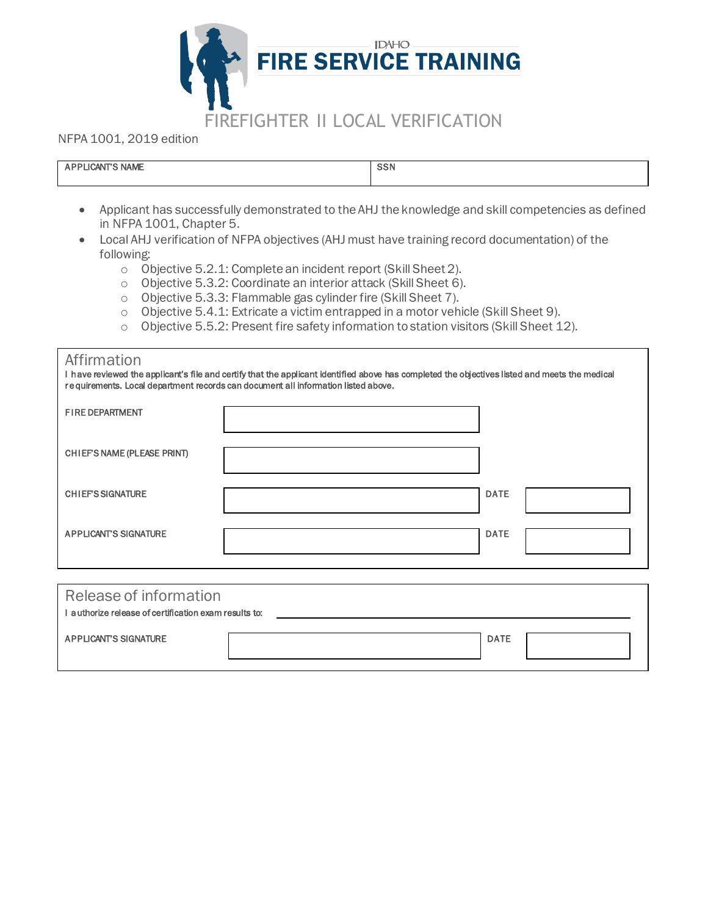IDAHO
# FIRE SERVICE TRAINING

## FIREFIGHTER II LOCAL VERIFICATION

NFPA 1001, 2019 edition

| APPLICANT'S NAME | SSN |
| --- | --- |
| | |

- Applicant has successfully demonstrated to the AHJ the knowledge and skill competencies as defined in NFPA 1001, Chapter 5.
- Local AHJ verification of NFPA objectives (AHJ must have training record documentation) of the following:
  - Objective 5.2.1: Complete an incident report (Skill Sheet 2).
  - Objective 5.3.2: Coordinate an interior attack (Skill Sheet 6).
  - Objective 5.3.3: Flammable gas cylinder fire (Skill Sheet 7).
  - Objective 5.4.1: Extricate a victim entrapped in a motor vehicle (Skill Sheet 9).
  - Objective 5.5.2: Present fire safety information to station visitors (Skill Sheet 12).

## Affirmation

I have reviewed the applicant's file and certify that the applicant identified above has completed the objectives listed and meets the medical requirements. Local department records can document all information listed above.

| | | | |
| --- | --- | --- | --- |
| FIRE DEPARTMENT | | | |
| CHIEF'S NAME (PLEASE PRINT) | | | |
| CHIEF'S SIGNATURE | | DATE | |
| APPLICANT'S SIGNATURE | | DATE | |

## Release of information

I authorize release of certification exam results to: ______________________________

| | | | |
| --- | --- | --- | --- |
| APPLICANT'S SIGNATURE | | DATE | |